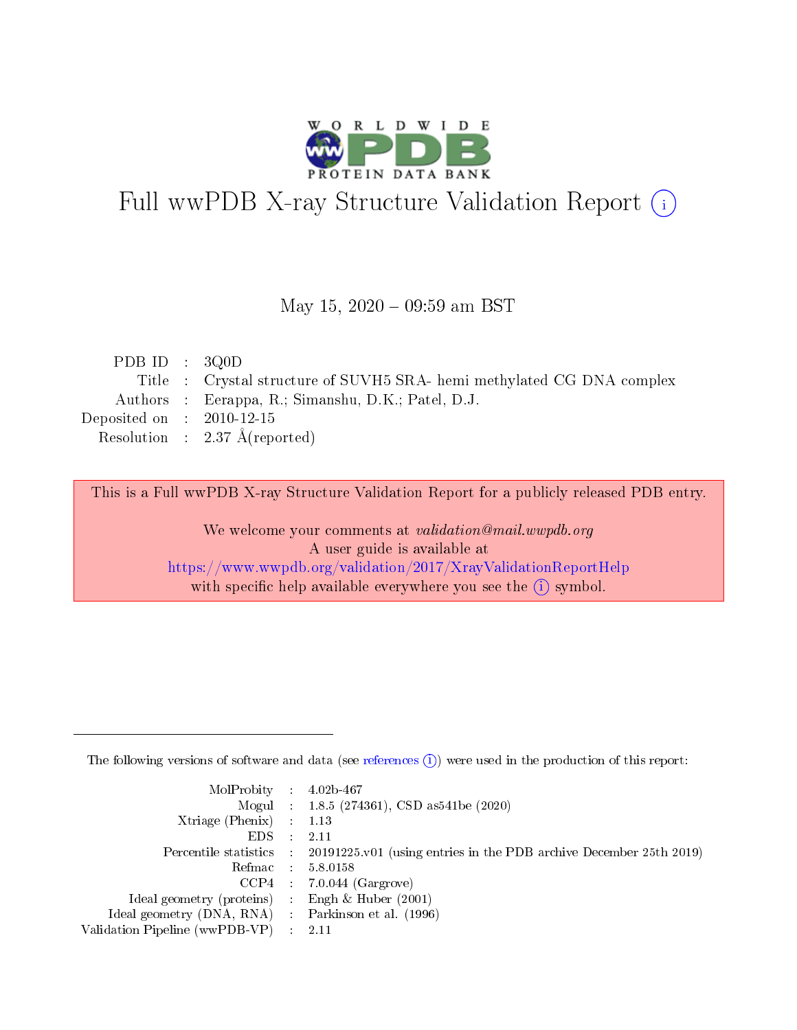# Full wwPDB X-ray Structure Validation Report (i)

May 15, 2020 – 09:59 am BST

| | | |
|---|---|---|
| PDB ID | : | 3Q0D |
| Title | : | Crystal structure of SUVH5 SRA- hemi methylated CG DNA complex |
| Authors | : | Eerappa, R.; Simanshu, D.K.; Patel, D.J. |
| Deposited on | : | 2010-12-15 |
| Resolution | : | 2.37 Å(reported) |

This is a Full wwPDB X-ray Structure Validation Report for a publicly released PDB entry.

We welcome your comments at *validation@mail.wwpdb.org*
A user guide is available at
https://www.wwpdb.org/validation/2017/XrayValidationReportHelp
with specific help available everywhere you see the (i) symbol.

The following versions of software and data (see references (i)) were used in the production of this report:

| | | |
|---|---|---|
| MolProbity | : | 4.02b-467 |
| Mogul | : | 1.8.5 (274361), CSD as541be (2020) |
| Xtriage (Phenix) | : | 1.13 |
| EDS | : | 2.11 |
| Percentile statistics | : | 20191225.v01 (using entries in the PDB archive December 25th 2019) |
| Refmac | : | 5.8.0158 |
| CCP4 | : | 7.0.044 (Gargrove) |
| Ideal geometry (proteins) | : | Engh & Huber (2001) |
| Ideal geometry (DNA, RNA) | : | Parkinson et al. (1996) |
| Validation Pipeline (wwPDB-VP) | : | 2.11 |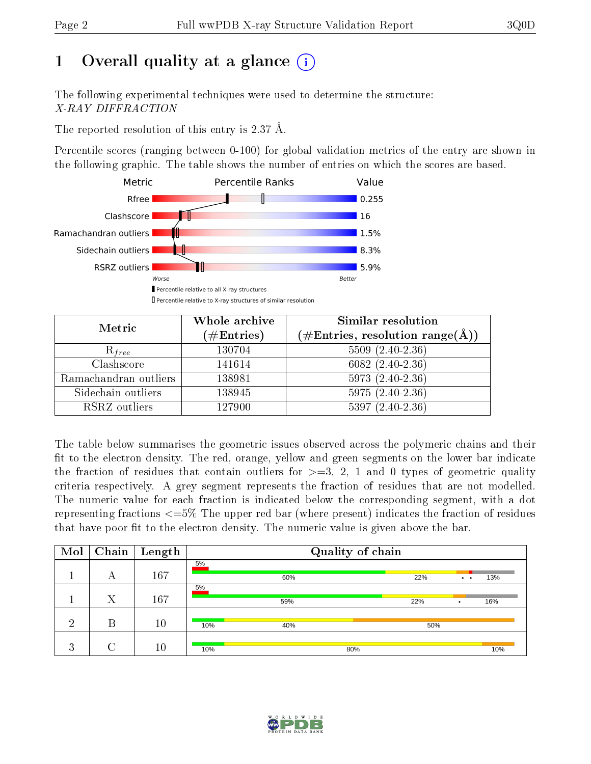# 1 Overall quality at a glance

The following experimental techniques were used to determine the structure:
*X-RAY DIFFRACTION*

The reported resolution of this entry is 2.37 Å.

Percentile scores (ranging between 0-100) for global validation metrics of the entry are shown in the following graphic. The table shows the number of entries on which the scores are based.

| Metric | Value |
|---|---|
| Rfree | 0.255 |
| Clashscore | 16 |
| Ramachandran outliers | 1.5% |
| Sidechain outliers | 8.3% |
| RSRZ outliers | 5.9% |

Worse — Better

▮ Percentile relative to all X-ray structures

▯ Percentile relative to X-ray structures of similar resolution

| Metric | Whole archive (#Entries) | Similar resolution (#Entries, resolution range(Å)) |
|---|---|---|
| $R_{free}$ | 130704 | 5509 (2.40-2.36) |
| Clashscore | 141614 | 6082 (2.40-2.36) |
| Ramachandran outliers | 138981 | 5973 (2.40-2.36) |
| Sidechain outliers | 138945 | 5975 (2.40-2.36) |
| RSRZ outliers | 127900 | 5397 (2.40-2.36) |

The table below summarises the geometric issues observed across the polymeric chains and their fit to the electron density. The red, orange, yellow and green segments on the lower bar indicate the fraction of residues that contain outliers for >=3, 2, 1 and 0 types of geometric quality criteria respectively. A grey segment represents the fraction of residues that are not modelled. The numeric value for each fraction is indicated below the corresponding segment, with a dot representing fractions <=5% The upper red bar (where present) indicates the fraction of residues that have poor fit to the electron density. The numeric value is given above the bar.

| Mol | Chain | Length | Quality of chain |
|---|---|---|---|
| 1 | A | 167 | 5% (poor fit); 60% green, 22% yellow, • •, 13% grey |
| 1 | X | 167 | 5% (poor fit); 59% green, 22% yellow, •, 16% grey |
| 2 | B | 10 | 10% green, 40% yellow, 50% orange |
| 3 | C | 10 | 10% green, 80% yellow, 10% orange |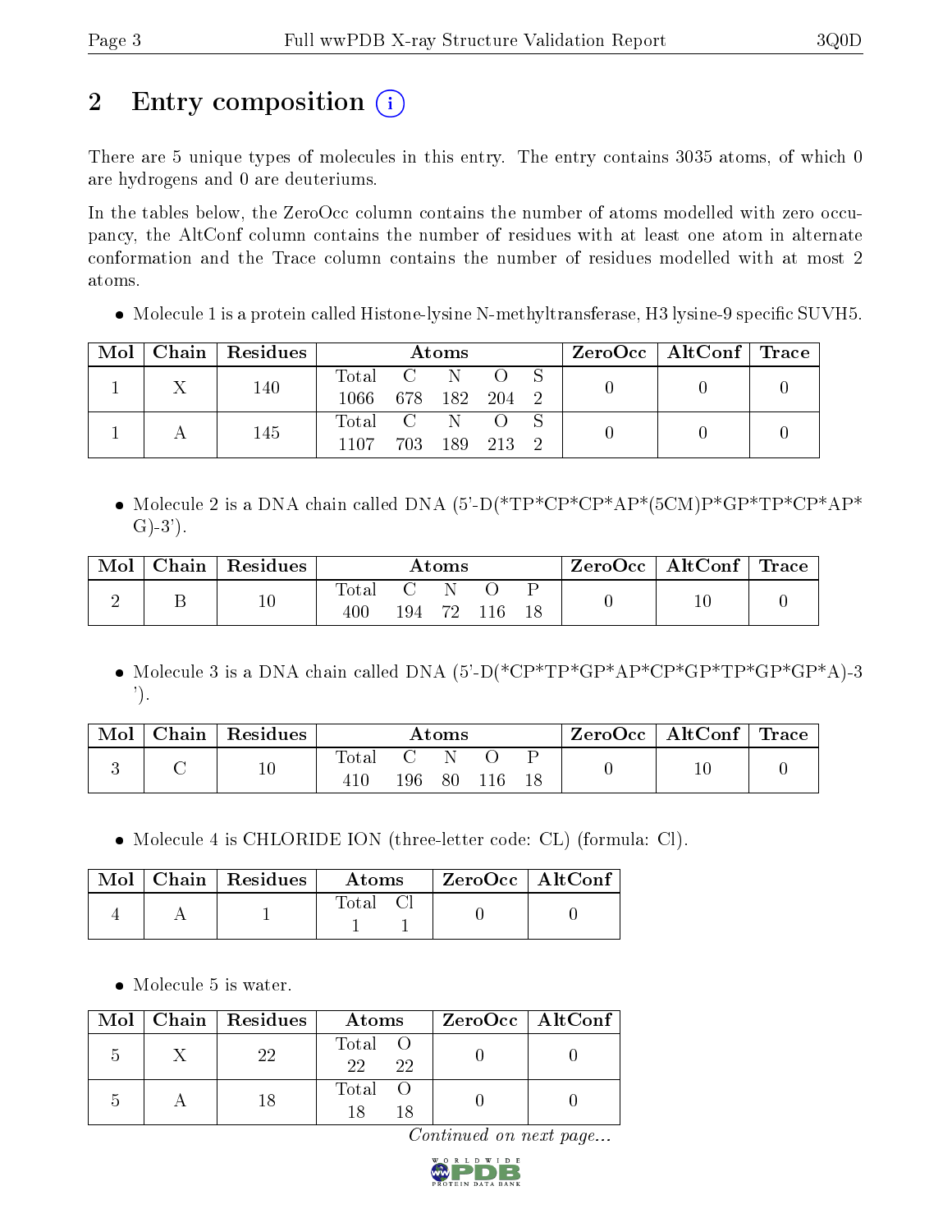# 2 Entry composition (i)

There are 5 unique types of molecules in this entry. The entry contains 3035 atoms, of which 0 are hydrogens and 0 are deuteriums.

In the tables below, the ZeroOcc column contains the number of atoms modelled with zero occupancy, the AltConf column contains the number of residues with at least one atom in alternate conformation and the Trace column contains the number of residues modelled with at most 2 atoms.

- Molecule 1 is a protein called Histone-lysine N-methyltransferase, H3 lysine-9 specific SUVH5.

| Mol | Chain | Residues | Atoms | | | | | ZeroOcc | AltConf | Trace |
|---|---|---|---|---|---|---|---|---|---|---|
| 1 | X | 140 | Total | C | N | O | S | 0 | 0 | 0 |
| | | | 1066 | 678 | 182 | 204 | 2 | | | |
| 1 | A | 145 | Total | C | N | O | S | 0 | 0 | 0 |
| | | | 1107 | 703 | 189 | 213 | 2 | | | |

- Molecule 2 is a DNA chain called DNA (5'-D(*TP*CP*CP*AP*(5CM)P*GP*TP*CP*AP*G)-3').

| Mol | Chain | Residues | Atoms | | | | | ZeroOcc | AltConf | Trace |
|---|---|---|---|---|---|---|---|---|---|---|
| 2 | B | 10 | Total | C | N | O | P | 0 | 10 | 0 |
| | | | 400 | 194 | 72 | 116 | 18 | | | |

- Molecule 3 is a DNA chain called DNA (5'-D(*CP*TP*GP*AP*CP*GP*TP*GP*GP*A)-3').

| Mol | Chain | Residues | Atoms | | | | | ZeroOcc | AltConf | Trace |
|---|---|---|---|---|---|---|---|---|---|---|
| 3 | C | 10 | Total | C | N | O | P | 0 | 10 | 0 |
| | | | 410 | 196 | 80 | 116 | 18 | | | |

- Molecule 4 is CHLORIDE ION (three-letter code: CL) (formula: Cl).

| Mol | Chain | Residues | Atoms | | ZeroOcc | AltConf |
|---|---|---|---|---|---|---|
| 4 | A | 1 | Total | Cl | 0 | 0 |
| | | | 1 | 1 | | |

- Molecule 5 is water.

| Mol | Chain | Residues | Atoms | | ZeroOcc | AltConf |
|---|---|---|---|---|---|---|
| 5 | X | 22 | Total | O | 0 | 0 |
| | | | 22 | 22 | | |
| 5 | A | 18 | Total | O | 0 | 0 |
| | | | 18 | 18 | | |

*Continued on next page...*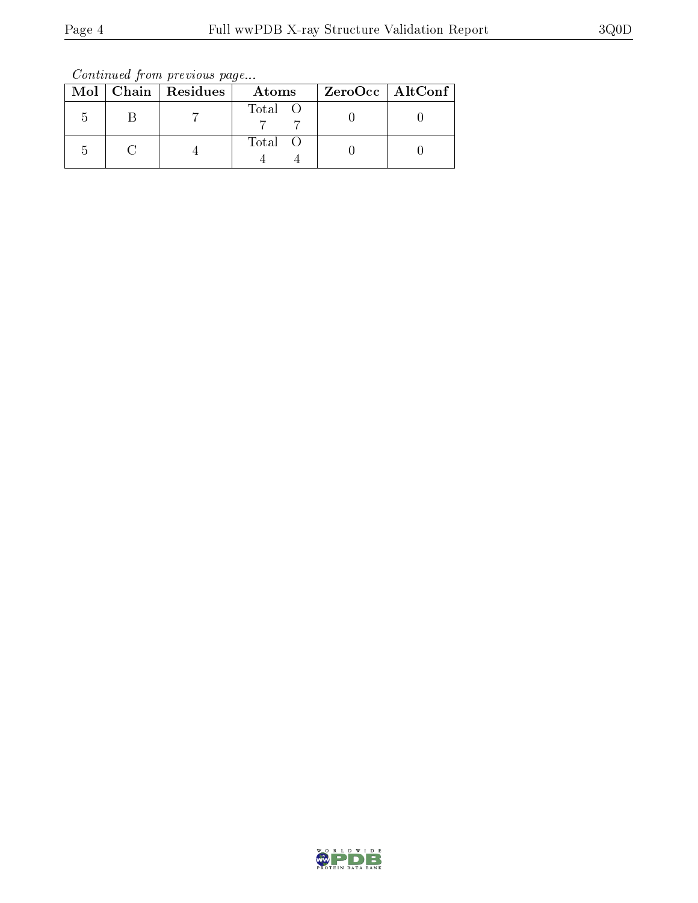*Continued from previous page...*

| Mol | Chain | Residues | Atoms | ZeroOcc | AltConf |
|---|---|---|---|---|---|
| 5 | B | 7 | Total O<br>7 7 | 0 | 0 |
| 5 | C | 4 | Total O<br>4 4 | 0 | 0 |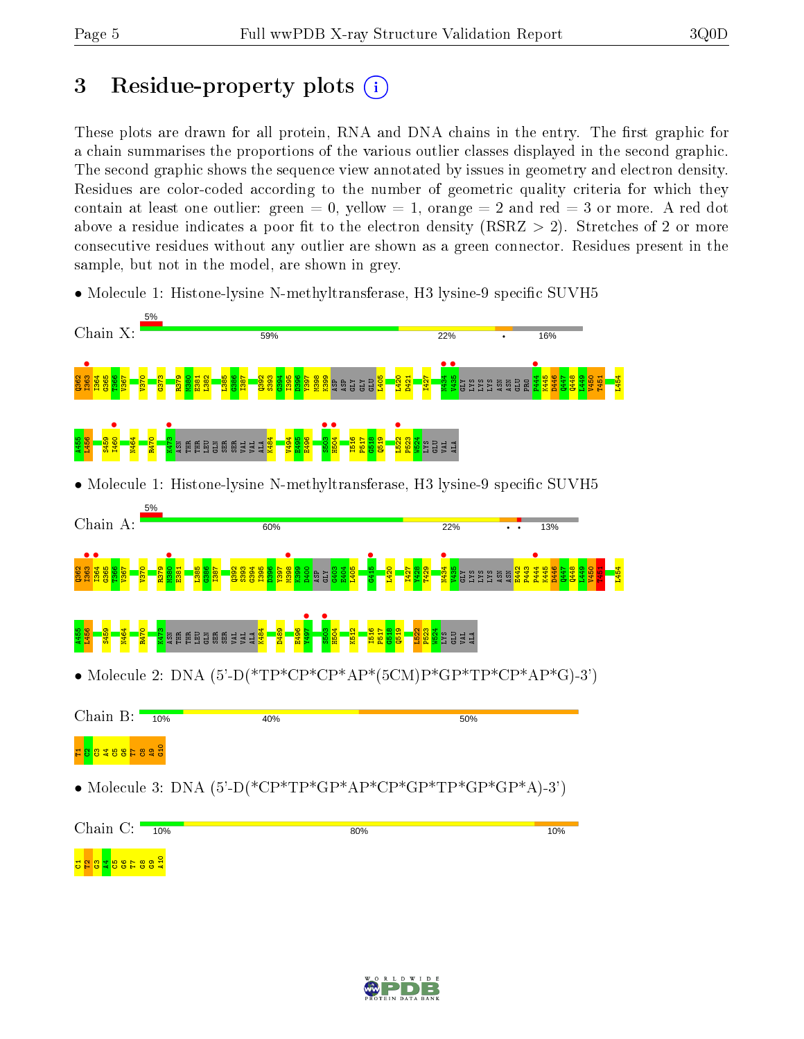# 3 Residue-property plots

These plots are drawn for all protein, RNA and DNA chains in the entry. The first graphic for a chain summarises the proportions of the various outlier classes displayed in the second graphic. The second graphic shows the sequence view annotated by issues in geometry and electron density. Residues are color-coded according to the number of geometric quality criteria for which they contain at least one outlier: green = 0, yellow = 1, orange = 2 and red = 3 or more. A red dot above a residue indicates a poor fit to the electron density (RSRZ > 2). Stretches of 2 or more consecutive residues without any outlier are shown as a green connector. Residues present in the sample, but not in the model, are shown in grey.

- Molecule 1: Histone-lysine N-methyltransferase, H3 lysine-9 specific SUVH5

Chain X: 5% | 59% | 22% | • | 16%

Q362 I363 I364 G365 T366 V367 V370 G373 R379 M380 E381 L382 L385 G386 I387 Q392 S393 G394 I395 D396 Y397 M398 K399 ASP ASP GLY GLY GLU L405 L420 D421 I427 N434 V435 GLY LYS LYS LYS ASN ASN GLU PRO P444 K445 D446 Q447 Q448 I449 V450 T451 L454 A455 L456 S459 I460 N464 R470 K473 ASN THR THR LEU GLN SER SER VAL VAL ALA ALA K484 V494 E495 E496 S503 H504 I516 P517 G518 Q519 L522 P523 W524 LYS GLU VAL ALA

- Molecule 1: Histone-lysine N-methyltransferase, H3 lysine-9 specific SUVH5

Chain A: 5% | 60% | 22% | • • | 13%

Q362 I363 I364 G365 T366 V367 V370 R379 M380 E381 L385 G386 I387 Q392 S393 G394 I395 D396 Y397 M398 K399 D400 ASP GLY G403 E404 L405 G415 L420 I427 Y428 T429 N434 V435 GLY LYS LYS LYS ASN ASN E442 P443 P444 K445 D446 Q447 Q448 I449 V450 T451 L454 A455 L456 S459 N464 R470 K473 ASN THR THR LEU GLN SER SER VAL VAL ALA K484 D489 E496 Y497 S503 H504 K512 I516 P517 G518 Q519 L522 P523 W524 LYS GLU VAL ALA

- Molecule 2: DNA (5'-D(*TP*CP*CP*AP*(5CM)P*GP*TP*CP*AP*G)-3')

Chain B: 10% | 40% | 50%

T1 C2 C3 A4 C5 G6 T7 C8 A9 G10

- Molecule 3: DNA (5'-D(*CP*TP*GP*AP*CP*GP*TP*GP*GP*A)-3')

Chain C: 10% | 80% | 10%

C1 T2 G3 A4 C5 G6 T7 G8 G9 A10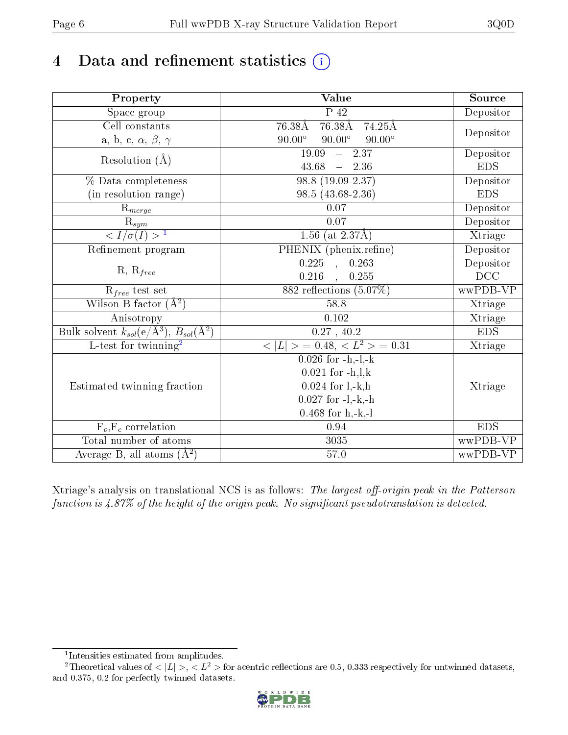# 4 Data and refinement statistics (i)

| Property | Value | Source |
|---|---|---|
| Space group | P 42 | Depositor |
| Cell constants<br>a, b, c, $\alpha$, $\beta$, $\gamma$ | 76.38Å 76.38Å 74.25Å<br>90.00° 90.00° 90.00° | Depositor |
| Resolution (Å) | 19.09 – 2.37<br>43.68 – 2.36 | Depositor<br>EDS |
| % Data completeness<br>(in resolution range) | 98.8 (19.09-2.37)<br>98.5 (43.68-2.36) | Depositor<br>EDS |
| $R_{merge}$ | 0.07 | Depositor |
| $R_{sym}$ | 0.07 | Depositor |
| $< I/\sigma(I) >$ [1] | 1.56 (at 2.37Å) | Xtriage |
| Refinement program | PHENIX (phenix.refine) | Depositor |
| R, $R_{free}$ | 0.225 , 0.263<br>0.216 , 0.255 | Depositor<br>DCC |
| $R_{free}$ test set | 882 reflections (5.07%) | wwPDB-VP |
| Wilson B-factor (Å$^2$) | 58.8 | Xtriage |
| Anisotropy | 0.102 | Xtriage |
| Bulk solvent $k_{sol}$(e/Å$^3$), $B_{sol}$(Å$^2$) | 0.27 , 40.2 | EDS |
| L-test for twinning[2] | $< \|L\| >$ = 0.48, $< L^2 >$ = 0.31 | Xtriage |
| Estimated twinning fraction | 0.026 for -h,-l,-k<br>0.021 for -h,l,k<br>0.024 for l,-k,h<br>0.027 for -l,-k,-h<br>0.468 for h,-k,-l | Xtriage |
| $F_o$,$F_c$ correlation | 0.94 | EDS |
| Total number of atoms | 3035 | wwPDB-VP |
| Average B, all atoms (Å$^2$) | 57.0 | wwPDB-VP |

Xtriage's analysis on translational NCS is as follows: *The largest off-origin peak in the Patterson function is 4.87% of the height of the origin peak. No significant pseudotranslation is detected.*

[1] Intensities estimated from amplitudes.

[2] Theoretical values of $< |L| >$, $< L^2 >$ for acentric reflections are 0.5, 0.333 respectively for untwinned datasets, and 0.375, 0.2 for perfectly twinned datasets.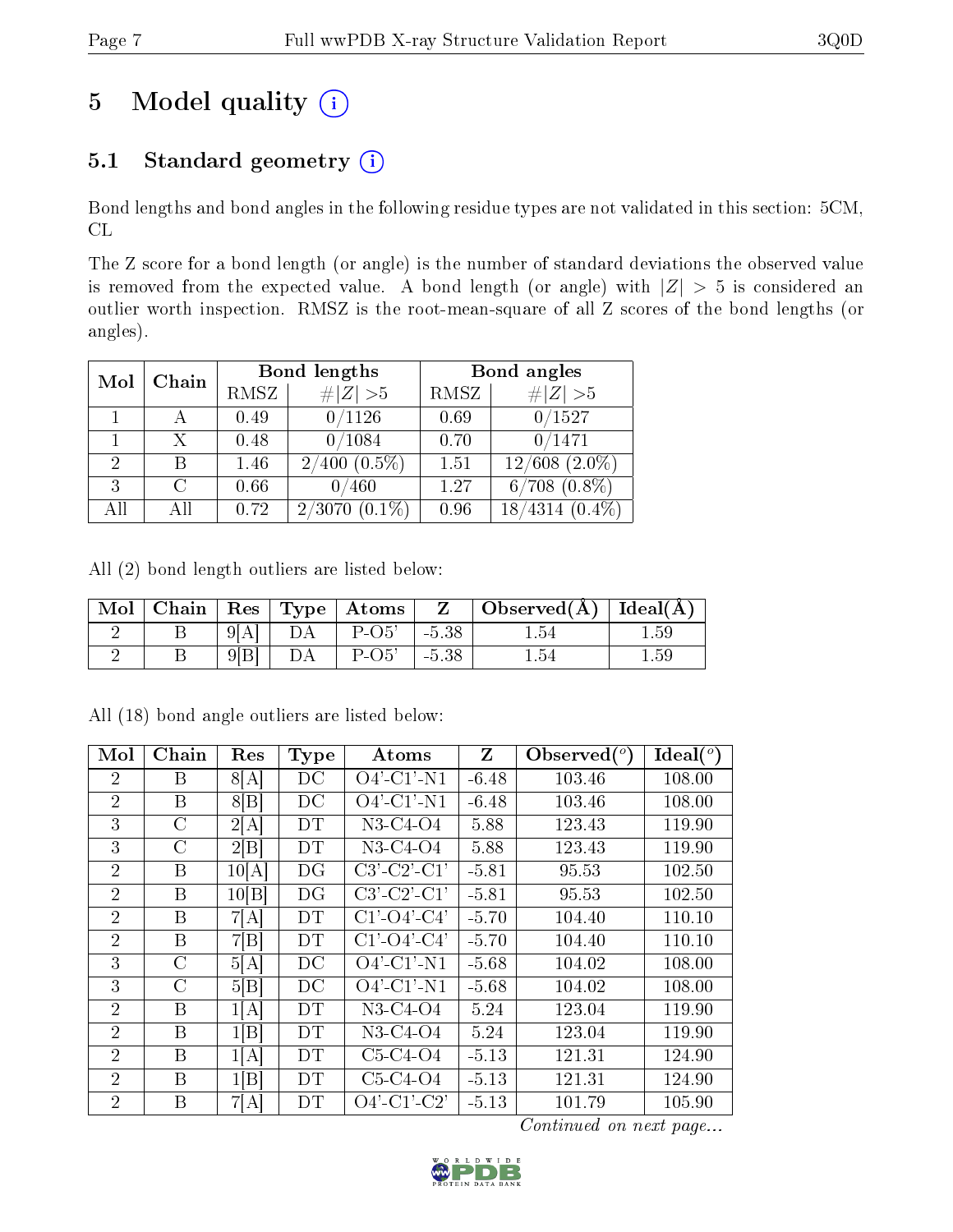# 5 Model quality

## 5.1 Standard geometry

Bond lengths and bond angles in the following residue types are not validated in this section: 5CM, CL

The Z score for a bond length (or angle) is the number of standard deviations the observed value is removed from the expected value. A bond length (or angle) with $|Z| > 5$ is considered an outlier worth inspection. RMSZ is the root-mean-square of all Z scores of the bond lengths (or angles).

| Mol | Chain | Bond lengths | | Bond angles | |
|---|---|---|---|---|---|
| | | RMSZ | #$\|Z\|$ >5 | RMSZ | #$\|Z\|$ >5 |
| 1 | A | 0.49 | 0/1126 | 0.69 | 0/1527 |
| 1 | X | 0.48 | 0/1084 | 0.70 | 0/1471 |
| 2 | B | 1.46 | 2/400 (0.5%) | 1.51 | 12/608 (2.0%) |
| 3 | C | 0.66 | 0/460 | 1.27 | 6/708 (0.8%) |
| All | All | 0.72 | 2/3070 (0.1%) | 0.96 | 18/4314 (0.4%) |

All (2) bond length outliers are listed below:

| Mol | Chain | Res | Type | Atoms | Z | Observed(Å) | Ideal(Å) |
|---|---|---|---|---|---|---|---|
| 2 | B | 9[A] | DA | P-O5' | -5.38 | 1.54 | 1.59 |
| 2 | B | 9[B] | DA | P-O5' | -5.38 | 1.54 | 1.59 |

All (18) bond angle outliers are listed below:

| Mol | Chain | Res | Type | Atoms | Z | Observed(°) | Ideal(°) |
|---|---|---|---|---|---|---|---|
| 2 | B | 8[A] | DC | O4'-C1'-N1 | -6.48 | 103.46 | 108.00 |
| 2 | B | 8[B] | DC | O4'-C1'-N1 | -6.48 | 103.46 | 108.00 |
| 3 | C | 2[A] | DT | N3-C4-O4 | 5.88 | 123.43 | 119.90 |
| 3 | C | 2[B] | DT | N3-C4-O4 | 5.88 | 123.43 | 119.90 |
| 2 | B | 10[A] | DG | C3'-C2'-C1' | -5.81 | 95.53 | 102.50 |
| 2 | B | 10[B] | DG | C3'-C2'-C1' | -5.81 | 95.53 | 102.50 |
| 2 | B | 7[A] | DT | C1'-O4'-C4' | -5.70 | 104.40 | 110.10 |
| 2 | B | 7[B] | DT | C1'-O4'-C4' | -5.70 | 104.40 | 110.10 |
| 3 | C | 5[A] | DC | O4'-C1'-N1 | -5.68 | 104.02 | 108.00 |
| 3 | C | 5[B] | DC | O4'-C1'-N1 | -5.68 | 104.02 | 108.00 |
| 2 | B | 1[A] | DT | N3-C4-O4 | 5.24 | 123.04 | 119.90 |
| 2 | B | 1[B] | DT | N3-C4-O4 | 5.24 | 123.04 | 119.90 |
| 2 | B | 1[A] | DT | C5-C4-O4 | -5.13 | 121.31 | 124.90 |
| 2 | B | 1[B] | DT | C5-C4-O4 | -5.13 | 121.31 | 124.90 |
| 2 | B | 7[A] | DT | O4'-C1'-C2' | -5.13 | 101.79 | 105.90 |

*Continued on next page...*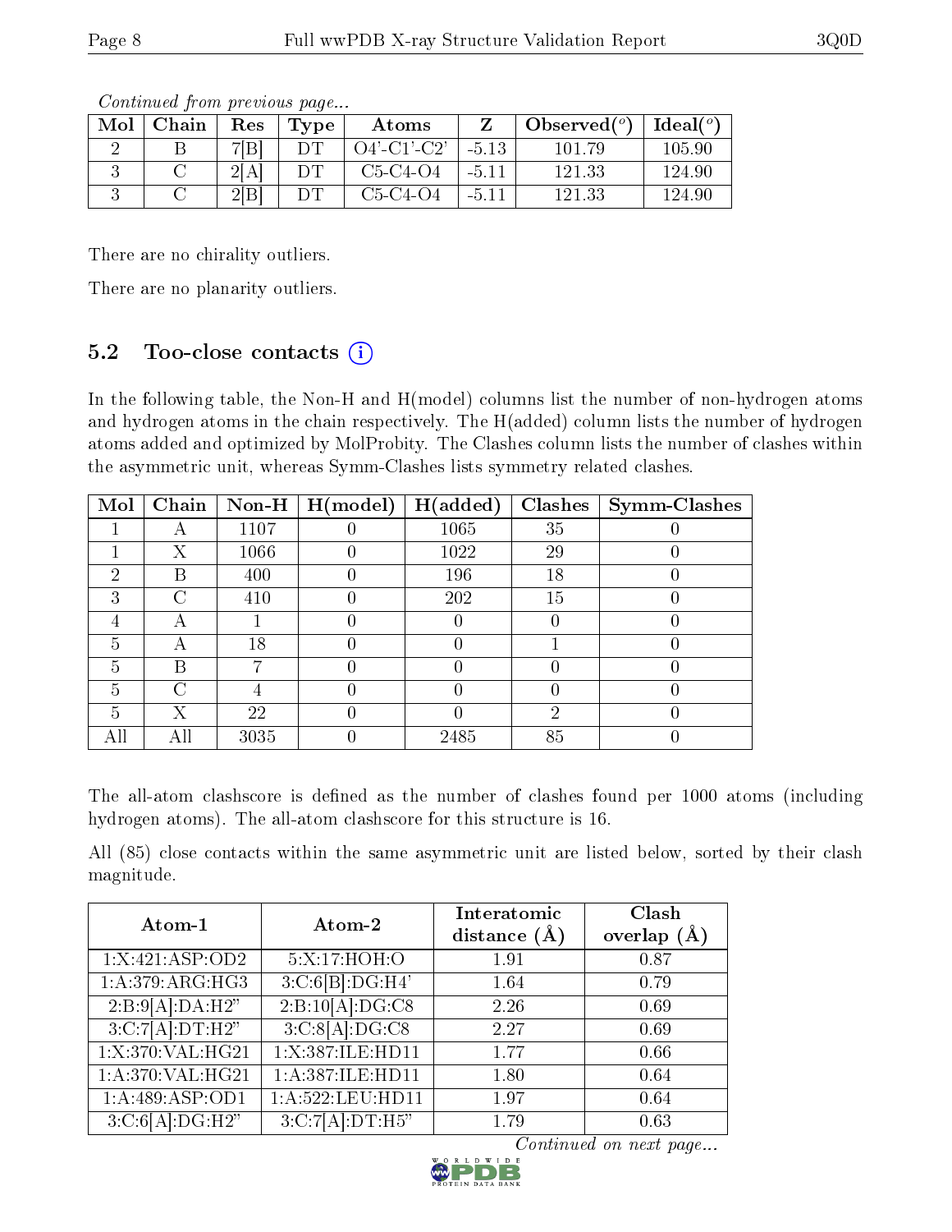*Continued from previous page...*

| Mol | Chain | Res | Type | Atoms | Z | Observed(°) | Ideal(°) |
|---|---|---|---|---|---|---|---|
| 2 | B | 7[B] | DT | O4'-C1'-C2' | -5.13 | 101.79 | 105.90 |
| 3 | C | 2[A] | DT | C5-C4-O4 | -5.11 | 121.33 | 124.90 |
| 3 | C | 2[B] | DT | C5-C4-O4 | -5.11 | 121.33 | 124.90 |

There are no chirality outliers.

There are no planarity outliers.

## 5.2 Too-close contacts

In the following table, the Non-H and H(model) columns list the number of non-hydrogen atoms and hydrogen atoms in the chain respectively. The H(added) column lists the number of hydrogen atoms added and optimized by MolProbity. The Clashes column lists the number of clashes within the asymmetric unit, whereas Symm-Clashes lists symmetry related clashes.

| Mol | Chain | Non-H | H(model) | H(added) | Clashes | Symm-Clashes |
|---|---|---|---|---|---|---|
| 1 | A | 1107 | 0 | 1065 | 35 | 0 |
| 1 | X | 1066 | 0 | 1022 | 29 | 0 |
| 2 | B | 400 | 0 | 196 | 18 | 0 |
| 3 | C | 410 | 0 | 202 | 15 | 0 |
| 4 | A | 1 | 0 | 0 | 0 | 0 |
| 5 | A | 18 | 0 | 0 | 1 | 0 |
| 5 | B | 7 | 0 | 0 | 0 | 0 |
| 5 | C | 4 | 0 | 0 | 0 | 0 |
| 5 | X | 22 | 0 | 0 | 2 | 0 |
| All | All | 3035 | 0 | 2485 | 85 | 0 |

The all-atom clashscore is defined as the number of clashes found per 1000 atoms (including hydrogen atoms). The all-atom clashscore for this structure is 16.

All (85) close contacts within the same asymmetric unit are listed below, sorted by their clash magnitude.

| Atom-1 | Atom-2 | Interatomic distance (Å) | Clash overlap (Å) |
|---|---|---|---|
| 1:X:421:ASP:OD2 | 5:X:17:HOH:O | 1.91 | 0.87 |
| 1:A:379:ARG:HG3 | 3:C:6[B]:DG:H4' | 1.64 | 0.79 |
| 2:B:9[A]:DA:H2" | 2:B:10[A]:DG:C8 | 2.26 | 0.69 |
| 3:C:7[A]:DT:H2" | 3:C:8[A]:DG:C8 | 2.27 | 0.69 |
| 1:X:370:VAL:HG21 | 1:X:387:ILE:HD11 | 1.77 | 0.66 |
| 1:A:370:VAL:HG21 | 1:A:387:ILE:HD11 | 1.80 | 0.64 |
| 1:A:489:ASP:OD1 | 1:A:522:LEU:HD11 | 1.97 | 0.64 |
| 3:C:6[A]:DG:H2" | 3:C:7[A]:DT:H5" | 1.79 | 0.63 |

*Continued on next page...*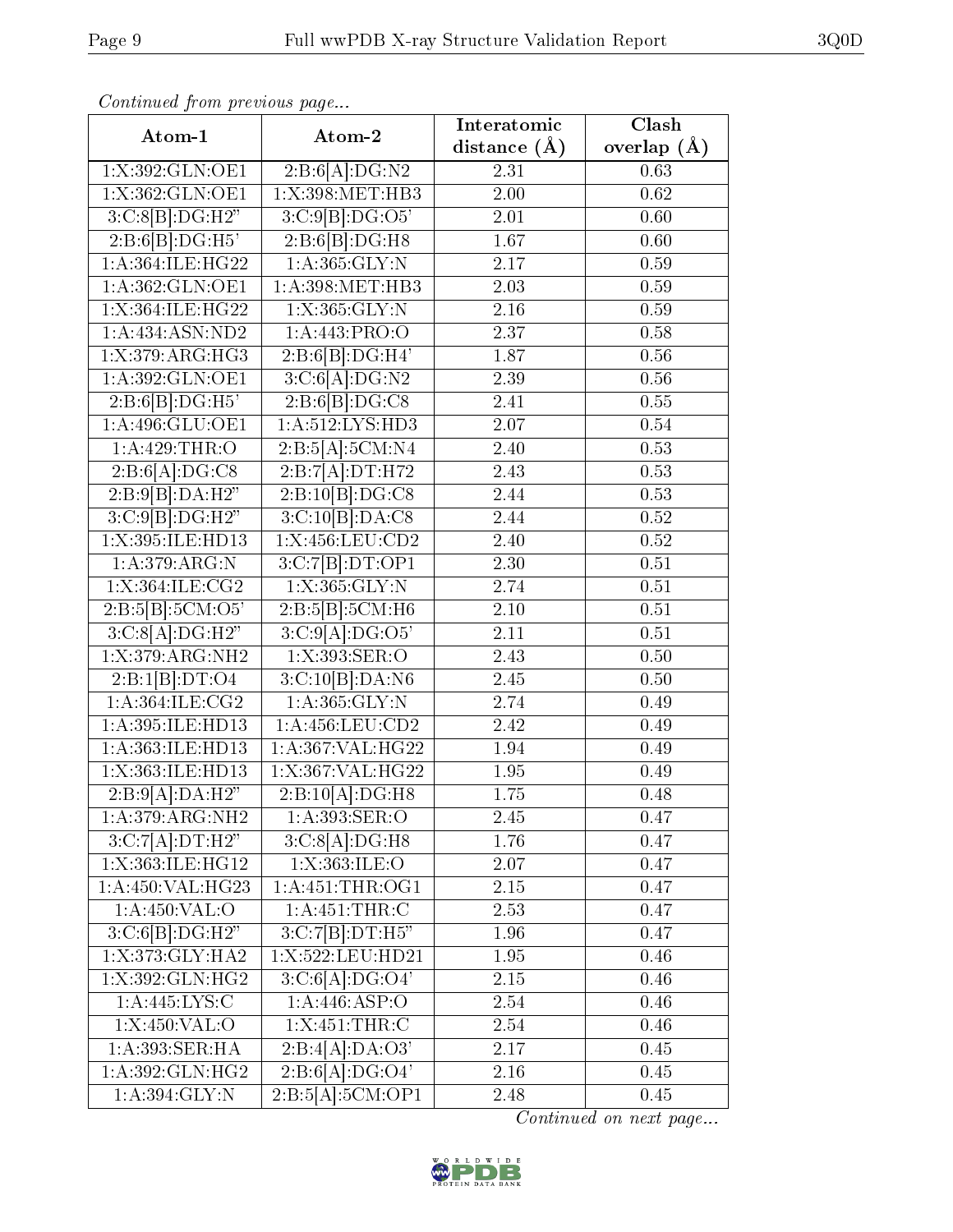*Continued from previous page...*

| Atom-1 | Atom-2 | Interatomic distance (Å) | Clash overlap (Å) |
|---|---|---|---|
| 1:X:392:GLN:OE1 | 2:B:6[A]:DG:N2 | 2.31 | 0.63 |
| 1:X:362:GLN:OE1 | 1:X:398:MET:HB3 | 2.00 | 0.62 |
| 3:C:8[B]:DG:H2" | 3:C:9[B]:DG:O5' | 2.01 | 0.60 |
| 2:B:6[B]:DG:H5' | 2:B:6[B]:DG:H8 | 1.67 | 0.60 |
| 1:A:364:ILE:HG22 | 1:A:365:GLY:N | 2.17 | 0.59 |
| 1:A:362:GLN:OE1 | 1:A:398:MET:HB3 | 2.03 | 0.59 |
| 1:X:364:ILE:HG22 | 1:X:365:GLY:N | 2.16 | 0.59 |
| 1:A:434:ASN:ND2 | 1:A:443:PRO:O | 2.37 | 0.58 |
| 1:X:379:ARG:HG3 | 2:B:6[B]:DG:H4' | 1.87 | 0.56 |
| 1:A:392:GLN:OE1 | 3:C:6[A]:DG:N2 | 2.39 | 0.56 |
| 2:B:6[B]:DG:H5' | 2:B:6[B]:DG:C8 | 2.41 | 0.55 |
| 1:A:496:GLU:OE1 | 1:A:512:LYS:HD3 | 2.07 | 0.54 |
| 1:A:429:THR:O | 2:B:5[A]:5CM:N4 | 2.40 | 0.53 |
| 2:B:6[A]:DG:C8 | 2:B:7[A]:DT:H72 | 2.43 | 0.53 |
| 2:B:9[B]:DA:H2" | 2:B:10[B]:DG:C8 | 2.44 | 0.53 |
| 3:C:9[B]:DG:H2" | 3:C:10[B]:DA:C8 | 2.44 | 0.52 |
| 1:X:395:ILE:HD13 | 1:X:456:LEU:CD2 | 2.40 | 0.52 |
| 1:A:379:ARG:N | 3:C:7[B]:DT:OP1 | 2.30 | 0.51 |
| 1:X:364:ILE:CG2 | 1:X:365:GLY:N | 2.74 | 0.51 |
| 2:B:5[B]:5CM:O5' | 2:B:5[B]:5CM:H6 | 2.10 | 0.51 |
| 3:C:8[A]:DG:H2" | 3:C:9[A]:DG:O5' | 2.11 | 0.51 |
| 1:X:379:ARG:NH2 | 1:X:393:SER:O | 2.43 | 0.50 |
| 2:B:1[B]:DT:O4 | 3:C:10[B]:DA:N6 | 2.45 | 0.50 |
| 1:A:364:ILE:CG2 | 1:A:365:GLY:N | 2.74 | 0.49 |
| 1:A:395:ILE:HD13 | 1:A:456:LEU:CD2 | 2.42 | 0.49 |
| 1:A:363:ILE:HD13 | 1:A:367:VAL:HG22 | 1.94 | 0.49 |
| 1:X:363:ILE:HD13 | 1:X:367:VAL:HG22 | 1.95 | 0.49 |
| 2:B:9[A]:DA:H2" | 2:B:10[A]:DG:H8 | 1.75 | 0.48 |
| 1:A:379:ARG:NH2 | 1:A:393:SER:O | 2.45 | 0.47 |
| 3:C:7[A]:DT:H2" | 3:C:8[A]:DG:H8 | 1.76 | 0.47 |
| 1:X:363:ILE:HG12 | 1:X:363:ILE:O | 2.07 | 0.47 |
| 1:A:450:VAL:HG23 | 1:A:451:THR:OG1 | 2.15 | 0.47 |
| 1:A:450:VAL:O | 1:A:451:THR:C | 2.53 | 0.47 |
| 3:C:6[B]:DG:H2" | 3:C:7[B]:DT:H5" | 1.96 | 0.47 |
| 1:X:373:GLY:HA2 | 1:X:522:LEU:HD21 | 1.95 | 0.46 |
| 1:X:392:GLN:HG2 | 3:C:6[A]:DG:O4' | 2.15 | 0.46 |
| 1:A:445:LYS:C | 1:A:446:ASP:O | 2.54 | 0.46 |
| 1:X:450:VAL:O | 1:X:451:THR:C | 2.54 | 0.46 |
| 1:A:393:SER:HA | 2:B:4[A]:DA:O3' | 2.17 | 0.45 |
| 1:A:392:GLN:HG2 | 2:B:6[A]:DG:O4' | 2.16 | 0.45 |
| 1:A:394:GLY:N | 2:B:5[A]:5CM:OP1 | 2.48 | 0.45 |

*Continued on next page...*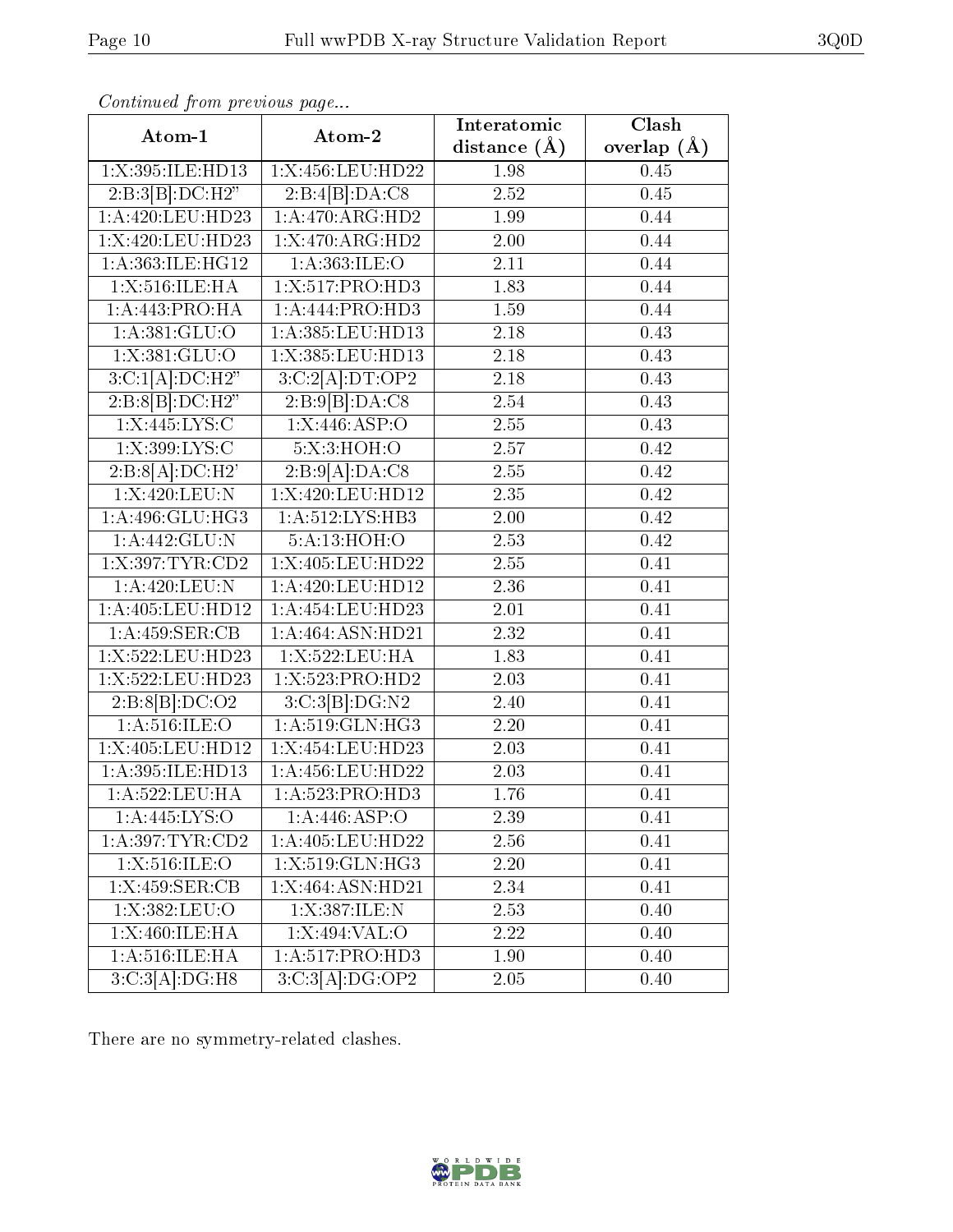*Continued from previous page...*

| Atom-1 | Atom-2 | Interatomic distance (Å) | Clash overlap (Å) |
| --- | --- | --- | --- |
| 1:X:395:ILE:HD13 | 1:X:456:LEU:HD22 | 1.98 | 0.45 |
| 2:B:3[B]:DC:H2" | 2:B:4[B]:DA:C8 | 2.52 | 0.45 |
| 1:A:420:LEU:HD23 | 1:A:470:ARG:HD2 | 1.99 | 0.44 |
| 1:X:420:LEU:HD23 | 1:X:470:ARG:HD2 | 2.00 | 0.44 |
| 1:A:363:ILE:HG12 | 1:A:363:ILE:O | 2.11 | 0.44 |
| 1:X:516:ILE:HA | 1:X:517:PRO:HD3 | 1.83 | 0.44 |
| 1:A:443:PRO:HA | 1:A:444:PRO:HD3 | 1.59 | 0.44 |
| 1:A:381:GLU:O | 1:A:385:LEU:HD13 | 2.18 | 0.43 |
| 1:X:381:GLU:O | 1:X:385:LEU:HD13 | 2.18 | 0.43 |
| 3:C:1[A]:DC:H2" | 3:C:2[A]:DT:OP2 | 2.18 | 0.43 |
| 2:B:8[B]:DC:H2" | 2:B:9[B]:DA:C8 | 2.54 | 0.43 |
| 1:X:445:LYS:C | 1:X:446:ASP:O | 2.55 | 0.43 |
| 1:X:399:LYS:C | 5:X:3:HOH:O | 2.57 | 0.42 |
| 2:B:8[A]:DC:H2' | 2:B:9[A]:DA:C8 | 2.55 | 0.42 |
| 1:X:420:LEU:N | 1:X:420:LEU:HD12 | 2.35 | 0.42 |
| 1:A:496:GLU:HG3 | 1:A:512:LYS:HB3 | 2.00 | 0.42 |
| 1:A:442:GLU:N | 5:A:13:HOH:O | 2.53 | 0.42 |
| 1:X:397:TYR:CD2 | 1:X:405:LEU:HD22 | 2.55 | 0.41 |
| 1:A:420:LEU:N | 1:A:420:LEU:HD12 | 2.36 | 0.41 |
| 1:A:405:LEU:HD12 | 1:A:454:LEU:HD23 | 2.01 | 0.41 |
| 1:A:459:SER:CB | 1:A:464:ASN:HD21 | 2.32 | 0.41 |
| 1:X:522:LEU:HD23 | 1:X:522:LEU:HA | 1.83 | 0.41 |
| 1:X:522:LEU:HD23 | 1:X:523:PRO:HD2 | 2.03 | 0.41 |
| 2:B:8[B]:DC:O2 | 3:C:3[B]:DG:N2 | 2.40 | 0.41 |
| 1:A:516:ILE:O | 1:A:519:GLN:HG3 | 2.20 | 0.41 |
| 1:X:405:LEU:HD12 | 1:X:454:LEU:HD23 | 2.03 | 0.41 |
| 1:A:395:ILE:HD13 | 1:A:456:LEU:HD22 | 2.03 | 0.41 |
| 1:A:522:LEU:HA | 1:A:523:PRO:HD3 | 1.76 | 0.41 |
| 1:A:445:LYS:O | 1:A:446:ASP:O | 2.39 | 0.41 |
| 1:A:397:TYR:CD2 | 1:A:405:LEU:HD22 | 2.56 | 0.41 |
| 1:X:516:ILE:O | 1:X:519:GLN:HG3 | 2.20 | 0.41 |
| 1:X:459:SER:CB | 1:X:464:ASN:HD21 | 2.34 | 0.41 |
| 1:X:382:LEU:O | 1:X:387:ILE:N | 2.53 | 0.40 |
| 1:X:460:ILE:HA | 1:X:494:VAL:O | 2.22 | 0.40 |
| 1:A:516:ILE:HA | 1:A:517:PRO:HD3 | 1.90 | 0.40 |
| 3:C:3[A]:DG:H8 | 3:C:3[A]:DG:OP2 | 2.05 | 0.40 |

There are no symmetry-related clashes.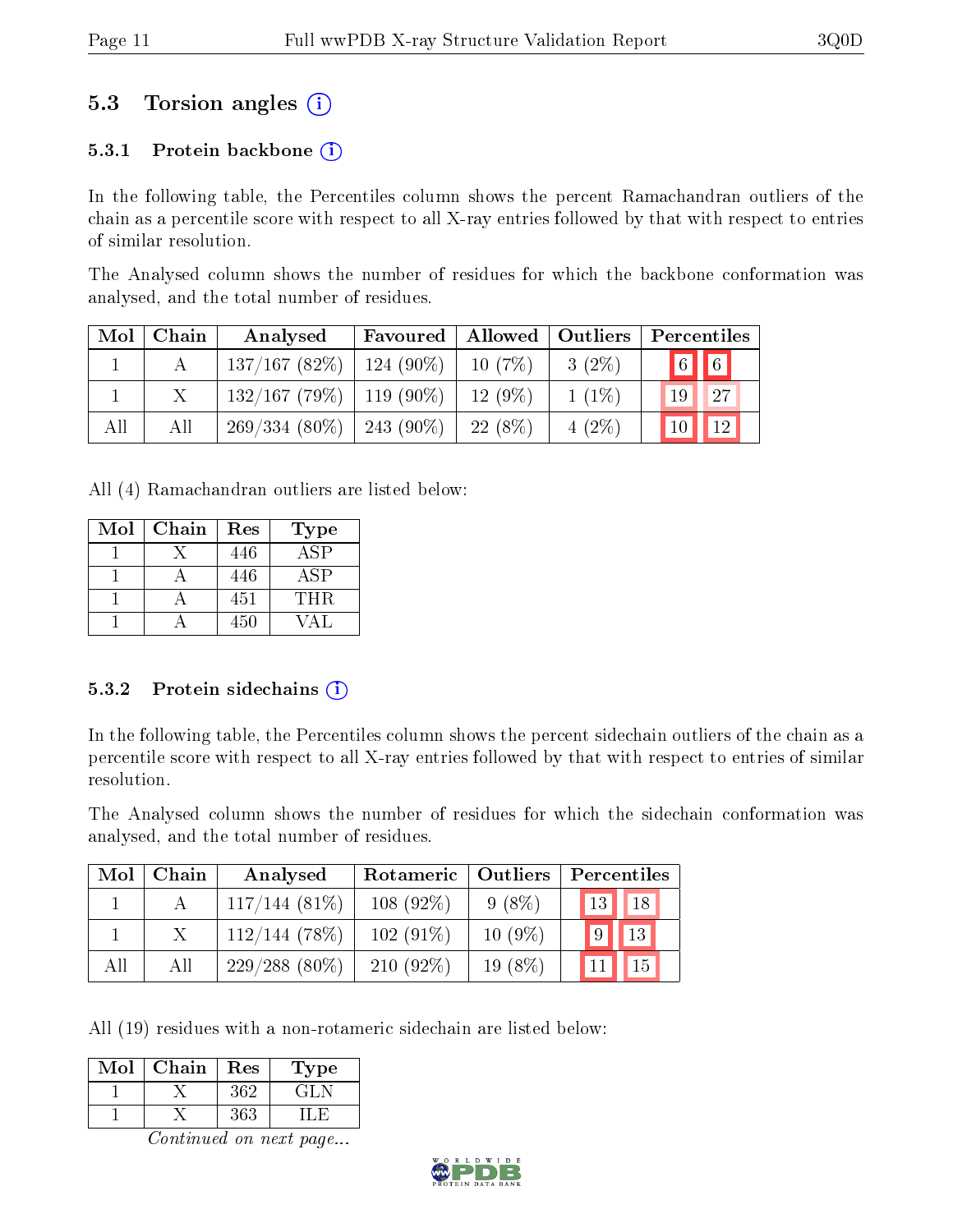## 5.3 Torsion angles (i)

### 5.3.1 Protein backbone (i)

In the following table, the Percentiles column shows the percent Ramachandran outliers of the chain as a percentile score with respect to all X-ray entries followed by that with respect to entries of similar resolution.

The Analysed column shows the number of residues for which the backbone conformation was analysed, and the total number of residues.

| Mol | Chain | Analysed | Favoured | Allowed | Outliers | Percentiles | |
|---|---|---|---|---|---|---|---|
| 1 | A | 137/167 (82%) | 124 (90%) | 10 (7%) | 3 (2%) | 6 | 6 |
| 1 | X | 132/167 (79%) | 119 (90%) | 12 (9%) | 1 (1%) | 19 | 27 |
| All | All | 269/334 (80%) | 243 (90%) | 22 (8%) | 4 (2%) | 10 | 12 |

All (4) Ramachandran outliers are listed below:

| Mol | Chain | Res | Type |
|---|---|---|---|
| 1 | X | 446 | ASP |
| 1 | A | 446 | ASP |
| 1 | A | 451 | THR |
| 1 | A | 450 | VAL |

### 5.3.2 Protein sidechains (i)

In the following table, the Percentiles column shows the percent sidechain outliers of the chain as a percentile score with respect to all X-ray entries followed by that with respect to entries of similar resolution.

The Analysed column shows the number of residues for which the sidechain conformation was analysed, and the total number of residues.

| Mol | Chain | Analysed | Rotameric | Outliers | Percentiles | |
|---|---|---|---|---|---|---|
| 1 | A | 117/144 (81%) | 108 (92%) | 9 (8%) | 13 | 18 |
| 1 | X | 112/144 (78%) | 102 (91%) | 10 (9%) | 9 | 13 |
| All | All | 229/288 (80%) | 210 (92%) | 19 (8%) | 11 | 15 |

All (19) residues with a non-rotameric sidechain are listed below:

| Mol | Chain | Res | Type |
|---|---|---|---|
| 1 | X | 362 | GLN |
| 1 | X | 363 | ILE |

*Continued on next page...*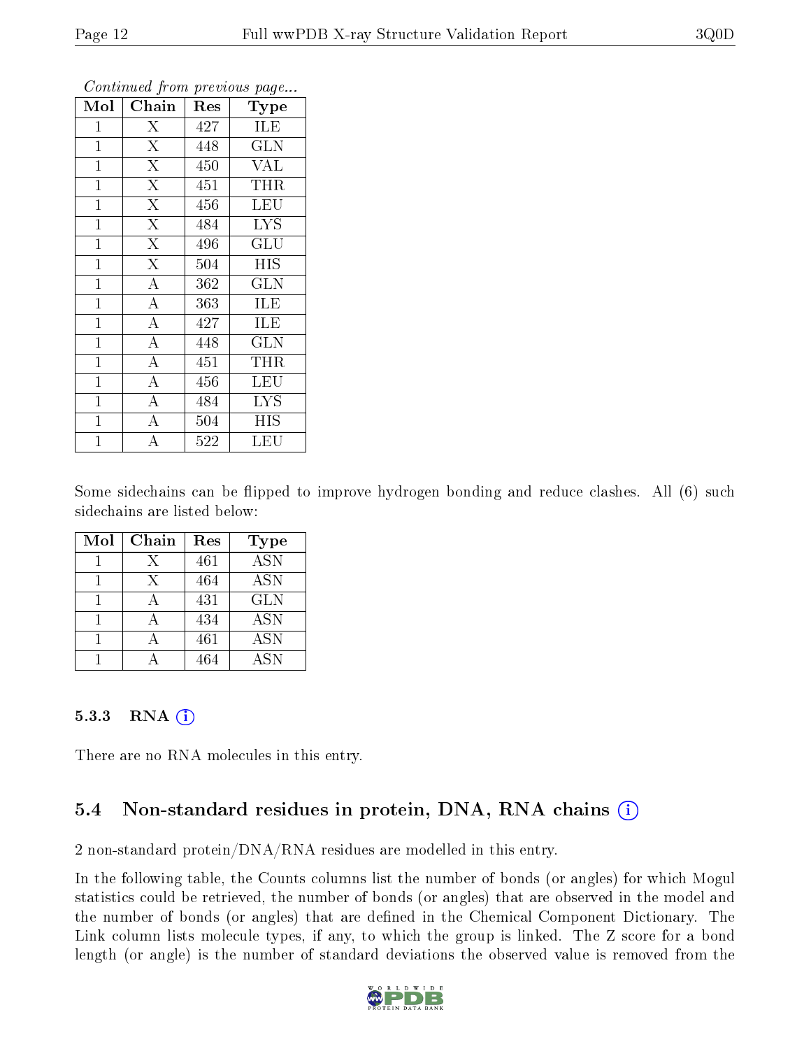*Continued from previous page...*

| Mol | Chain | Res | Type |
|---|---|---|---|
| 1 | X | 427 | ILE |
| 1 | X | 448 | GLN |
| 1 | X | 450 | VAL |
| 1 | X | 451 | THR |
| 1 | X | 456 | LEU |
| 1 | X | 484 | LYS |
| 1 | X | 496 | GLU |
| 1 | X | 504 | HIS |
| 1 | A | 362 | GLN |
| 1 | A | 363 | ILE |
| 1 | A | 427 | ILE |
| 1 | A | 448 | GLN |
| 1 | A | 451 | THR |
| 1 | A | 456 | LEU |
| 1 | A | 484 | LYS |
| 1 | A | 504 | HIS |
| 1 | A | 522 | LEU |

Some sidechains can be flipped to improve hydrogen bonding and reduce clashes. All (6) such sidechains are listed below:

| Mol | Chain | Res | Type |
|---|---|---|---|
| 1 | X | 461 | ASN |
| 1 | X | 464 | ASN |
| 1 | A | 431 | GLN |
| 1 | A | 434 | ASN |
| 1 | A | 461 | ASN |
| 1 | A | 464 | ASN |

### 5.3.3 RNA

There are no RNA molecules in this entry.

## 5.4 Non-standard residues in protein, DNA, RNA chains

2 non-standard protein/DNA/RNA residues are modelled in this entry.

In the following table, the Counts columns list the number of bonds (or angles) for which Mogul statistics could be retrieved, the number of bonds (or angles) that are observed in the model and the number of bonds (or angles) that are defined in the Chemical Component Dictionary. The Link column lists molecule types, if any, to which the group is linked. The Z score for a bond length (or angle) is the number of standard deviations the observed value is removed from the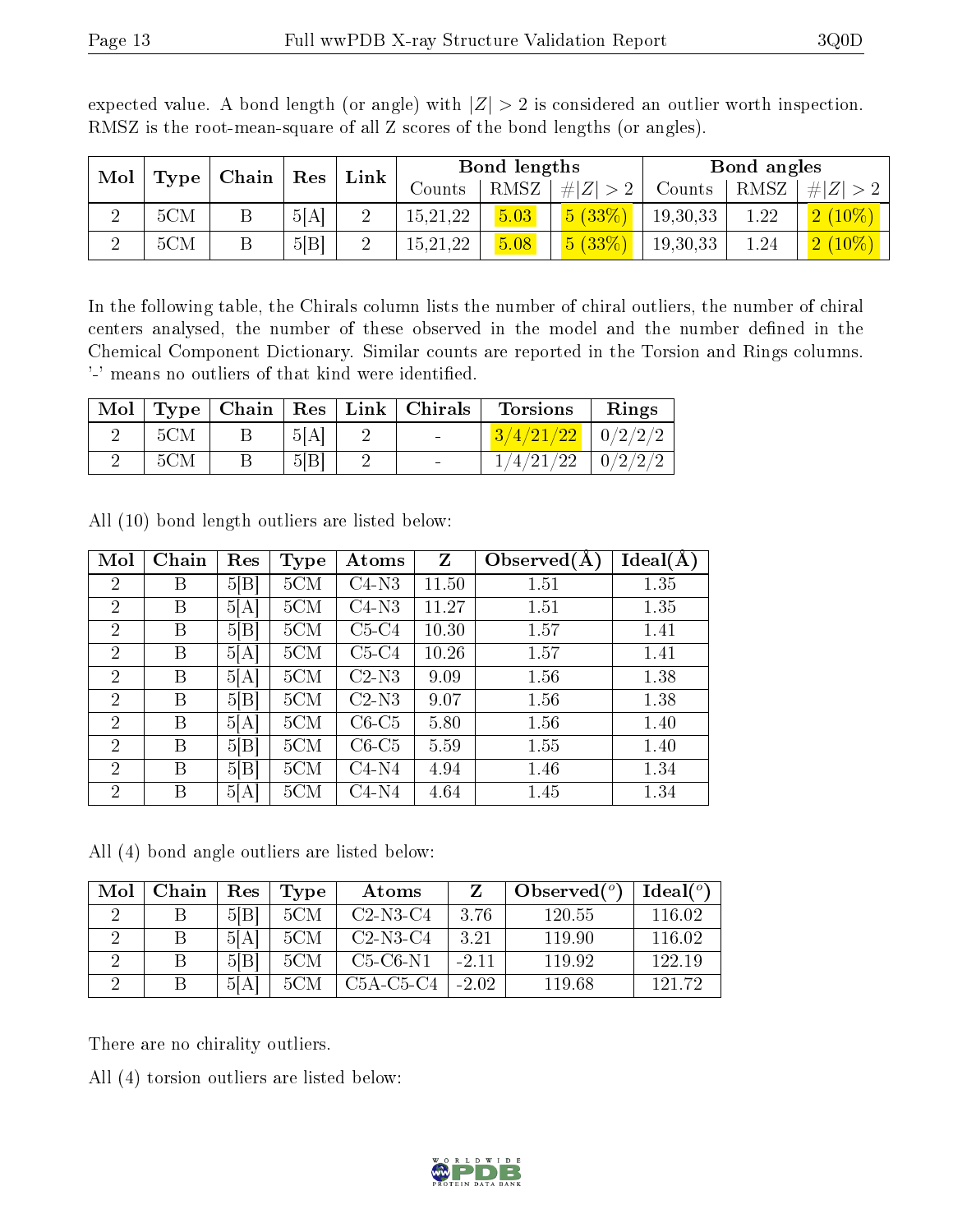expected value. A bond length (or angle) with $|Z| > 2$ is considered an outlier worth inspection. RMSZ is the root-mean-square of all Z scores of the bond lengths (or angles).

| Mol | Type | Chain | Res | Link | Bond lengths | | | Bond angles | | |
|---|---|---|---|---|---|---|---|---|---|---|
| | | | | | Counts | RMSZ | $\#\|Z\| > 2$ | Counts | RMSZ | $\#\|Z\| > 2$ |
| 2 | 5CM | B | 5[A] | 2 | 15,21,22 | 5.03 | 5 (33%) | 19,30,33 | 1.22 | 2 (10%) |
| 2 | 5CM | B | 5[B] | 2 | 15,21,22 | 5.08 | 5 (33%) | 19,30,33 | 1.24 | 2 (10%) |

In the following table, the Chirals column lists the number of chiral outliers, the number of chiral centers analysed, the number of these observed in the model and the number defined in the Chemical Component Dictionary. Similar counts are reported in the Torsion and Rings columns. '-' means no outliers of that kind were identified.

| Mol | Type | Chain | Res | Link | Chirals | Torsions | Rings |
|---|---|---|---|---|---|---|---|
| 2 | 5CM | B | 5[A] | 2 | - | 3/4/21/22 | 0/2/2/2 |
| 2 | 5CM | B | 5[B] | 2 | - | 1/4/21/22 | 0/2/2/2 |

All (10) bond length outliers are listed below:

| Mol | Chain | Res | Type | Atoms | Z | Observed(Å) | Ideal(Å) |
|---|---|---|---|---|---|---|---|
| 2 | B | 5[B] | 5CM | C4-N3 | 11.50 | 1.51 | 1.35 |
| 2 | B | 5[A] | 5CM | C4-N3 | 11.27 | 1.51 | 1.35 |
| 2 | B | 5[B] | 5CM | C5-C4 | 10.30 | 1.57 | 1.41 |
| 2 | B | 5[A] | 5CM | C5-C4 | 10.26 | 1.57 | 1.41 |
| 2 | B | 5[A] | 5CM | C2-N3 | 9.09 | 1.56 | 1.38 |
| 2 | B | 5[B] | 5CM | C2-N3 | 9.07 | 1.56 | 1.38 |
| 2 | B | 5[A] | 5CM | C6-C5 | 5.80 | 1.56 | 1.40 |
| 2 | B | 5[B] | 5CM | C6-C5 | 5.59 | 1.55 | 1.40 |
| 2 | B | 5[B] | 5CM | C4-N4 | 4.94 | 1.46 | 1.34 |
| 2 | B | 5[A] | 5CM | C4-N4 | 4.64 | 1.45 | 1.34 |

All (4) bond angle outliers are listed below:

| Mol | Chain | Res | Type | Atoms | Z | Observed($^o$) | Ideal($^o$) |
|---|---|---|---|---|---|---|---|
| 2 | B | 5[B] | 5CM | C2-N3-C4 | 3.76 | 120.55 | 116.02 |
| 2 | B | 5[A] | 5CM | C2-N3-C4 | 3.21 | 119.90 | 116.02 |
| 2 | B | 5[B] | 5CM | C5-C6-N1 | -2.11 | 119.92 | 122.19 |
| 2 | B | 5[A] | 5CM | C5A-C5-C4 | -2.02 | 119.68 | 121.72 |

There are no chirality outliers.

All (4) torsion outliers are listed below: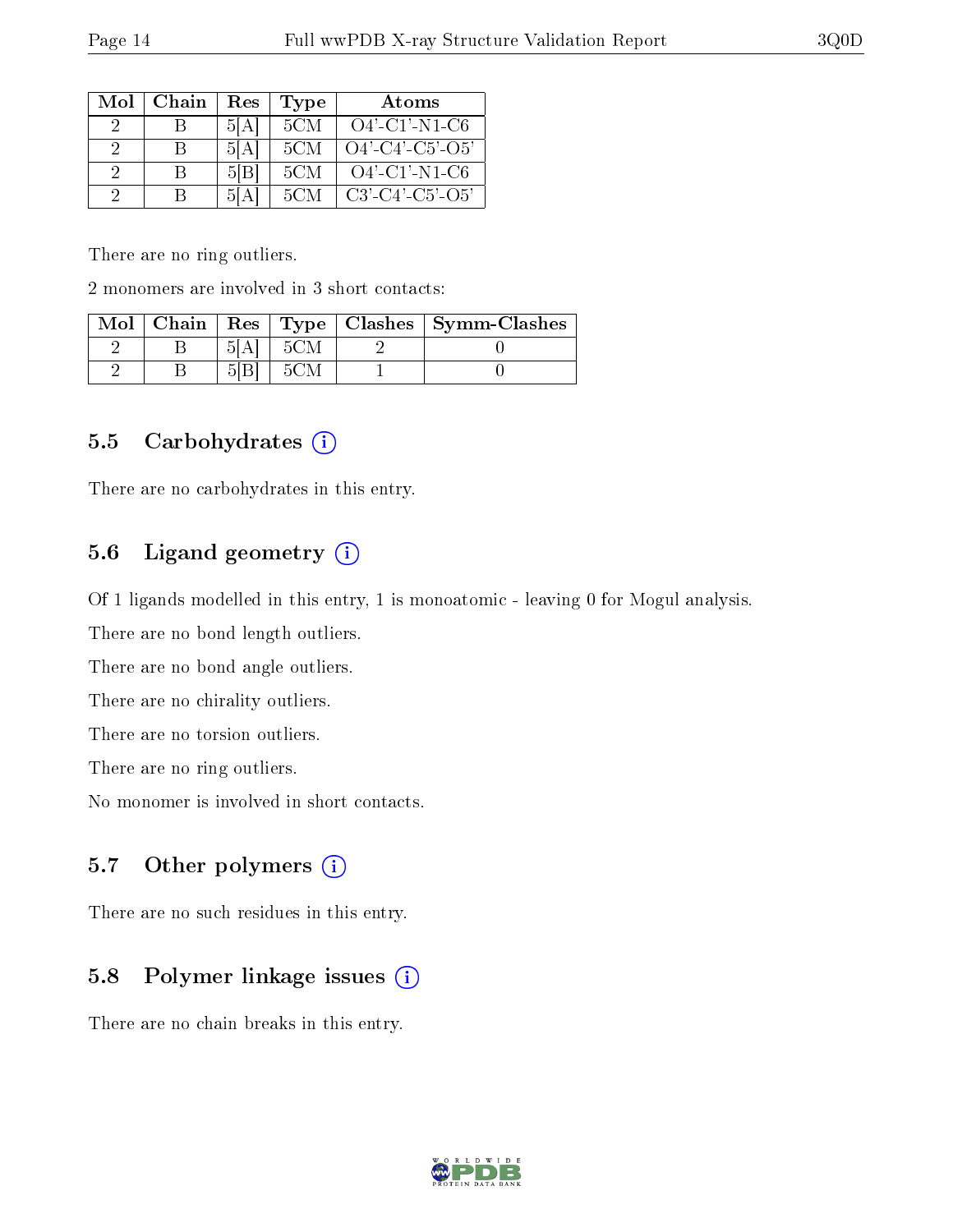| Mol | Chain | Res | Type | Atoms |
|---|---|---|---|---|
| 2 | B | 5[A] | 5CM | O4'-C1'-N1-C6 |
| 2 | B | 5[A] | 5CM | O4'-C4'-C5'-O5' |
| 2 | B | 5[B] | 5CM | O4'-C1'-N1-C6 |
| 2 | B | 5[A] | 5CM | C3'-C4'-C5'-O5' |

There are no ring outliers.

2 monomers are involved in 3 short contacts:

| Mol | Chain | Res | Type | Clashes | Symm-Clashes |
|---|---|---|---|---|---|
| 2 | B | 5[A] | 5CM | 2 | 0 |
| 2 | B | 5[B] | 5CM | 1 | 0 |

## 5.5 Carbohydrates

There are no carbohydrates in this entry.

## 5.6 Ligand geometry

Of 1 ligands modelled in this entry, 1 is monoatomic - leaving 0 for Mogul analysis.

There are no bond length outliers.

There are no bond angle outliers.

There are no chirality outliers.

There are no torsion outliers.

There are no ring outliers.

No monomer is involved in short contacts.

## 5.7 Other polymers

There are no such residues in this entry.

## 5.8 Polymer linkage issues

There are no chain breaks in this entry.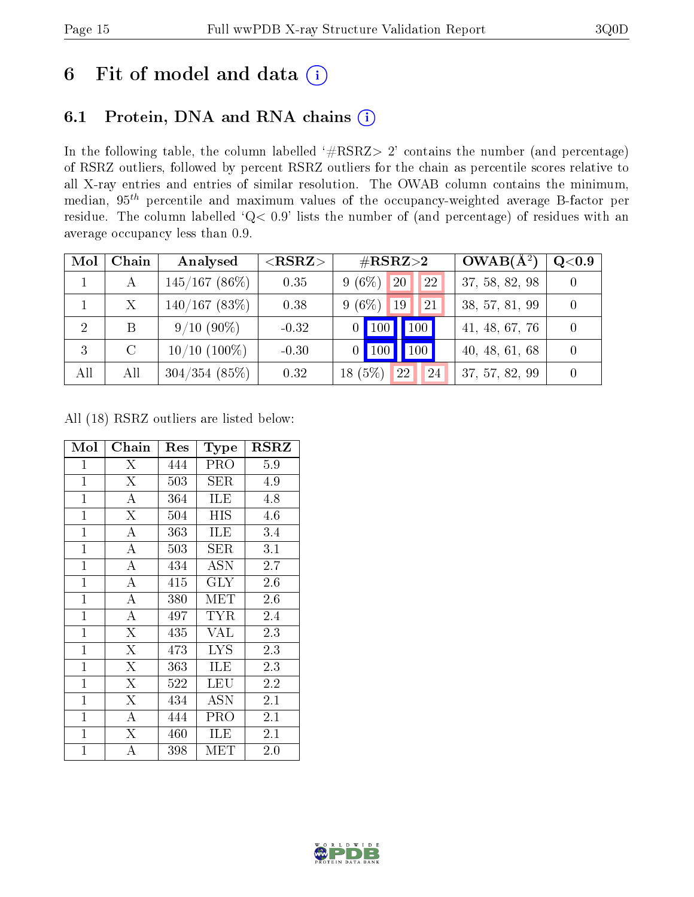# 6 Fit of model and data (i)

## 6.1 Protein, DNA and RNA chains (i)

In the following table, the column labelled '#RSRZ> 2' contains the number (and percentage) of RSRZ outliers, followed by percent RSRZ outliers for the chain as percentile scores relative to all X-ray entries and entries of similar resolution. The OWAB column contains the minimum, median, $95^{th}$ percentile and maximum values of the occupancy-weighted average B-factor per residue. The column labelled 'Q< 0.9' lists the number of (and percentage) of residues with an average occupancy less than 0.9.

| Mol | Chain | Analysed | <RSRZ> | #RSRZ>2 | | | OWAB(Å$^2$) | Q<0.9 |
|---|---|---|---|---|---|---|---|---|
| 1 | A | 145/167 (86%) | 0.35 | 9 (6%) | 20 | 22 | 37, 58, 82, 98 | 0 |
| 1 | X | 140/167 (83%) | 0.38 | 9 (6%) | 19 | 21 | 38, 57, 81, 99 | 0 |
| 2 | B | 9/10 (90%) | -0.32 | 0 | 100 | 100 | 41, 48, 67, 76 | 0 |
| 3 | C | 10/10 (100%) | -0.30 | 0 | 100 | 100 | 40, 48, 61, 68 | 0 |
| All | All | 304/354 (85%) | 0.32 | 18 (5%) | 22 | 24 | 37, 57, 82, 99 | 0 |

All (18) RSRZ outliers are listed below:

| Mol | Chain | Res | Type | RSRZ |
|---|---|---|---|---|
| 1 | X | 444 | PRO | 5.9 |
| 1 | X | 503 | SER | 4.9 |
| 1 | A | 364 | ILE | 4.8 |
| 1 | X | 504 | HIS | 4.6 |
| 1 | A | 363 | ILE | 3.4 |
| 1 | A | 503 | SER | 3.1 |
| 1 | A | 434 | ASN | 2.7 |
| 1 | A | 415 | GLY | 2.6 |
| 1 | A | 380 | MET | 2.6 |
| 1 | A | 497 | TYR | 2.4 |
| 1 | X | 435 | VAL | 2.3 |
| 1 | X | 473 | LYS | 2.3 |
| 1 | X | 363 | ILE | 2.3 |
| 1 | X | 522 | LEU | 2.2 |
| 1 | X | 434 | ASN | 2.1 |
| 1 | A | 444 | PRO | 2.1 |
| 1 | X | 460 | ILE | 2.1 |
| 1 | A | 398 | MET | 2.0 |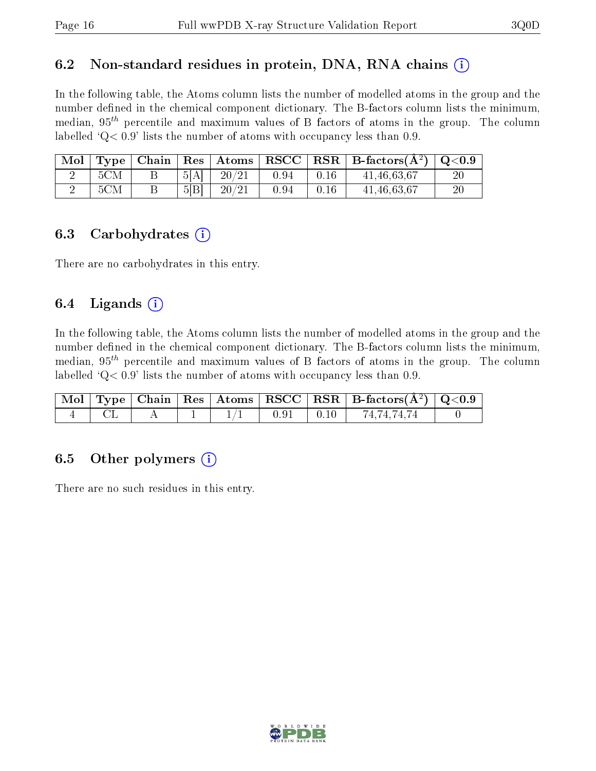### 6.2 Non-standard residues in protein, DNA, RNA chains (i)

In the following table, the Atoms column lists the number of modelled atoms in the group and the number defined in the chemical component dictionary. The B-factors column lists the minimum, median, $95^{th}$ percentile and maximum values of B factors of atoms in the group. The column labelled 'Q< 0.9' lists the number of atoms with occupancy less than 0.9.

| Mol | Type | Chain | Res | Atoms | RSCC | RSR | B-factors($Å^2$) | Q<0.9 |
|---|---|---|---|---|---|---|---|---|
| 2 | 5CM | B | 5[A] | 20/21 | 0.94 | 0.16 | 41,46,63,67 | 20 |
| 2 | 5CM | B | 5[B] | 20/21 | 0.94 | 0.16 | 41,46,63,67 | 20 |

### 6.3 Carbohydrates (i)

There are no carbohydrates in this entry.

### 6.4 Ligands (i)

In the following table, the Atoms column lists the number of modelled atoms in the group and the number defined in the chemical component dictionary. The B-factors column lists the minimum, median, $95^{th}$ percentile and maximum values of B factors of atoms in the group. The column labelled 'Q< 0.9' lists the number of atoms with occupancy less than 0.9.

| Mol | Type | Chain | Res | Atoms | RSCC | RSR | B-factors($Å^2$) | Q<0.9 |
|---|---|---|---|---|---|---|---|---|
| 4 | CL | A | 1 | 1/1 | 0.91 | 0.10 | 74,74,74,74 | 0 |

### 6.5 Other polymers (i)

There are no such residues in this entry.